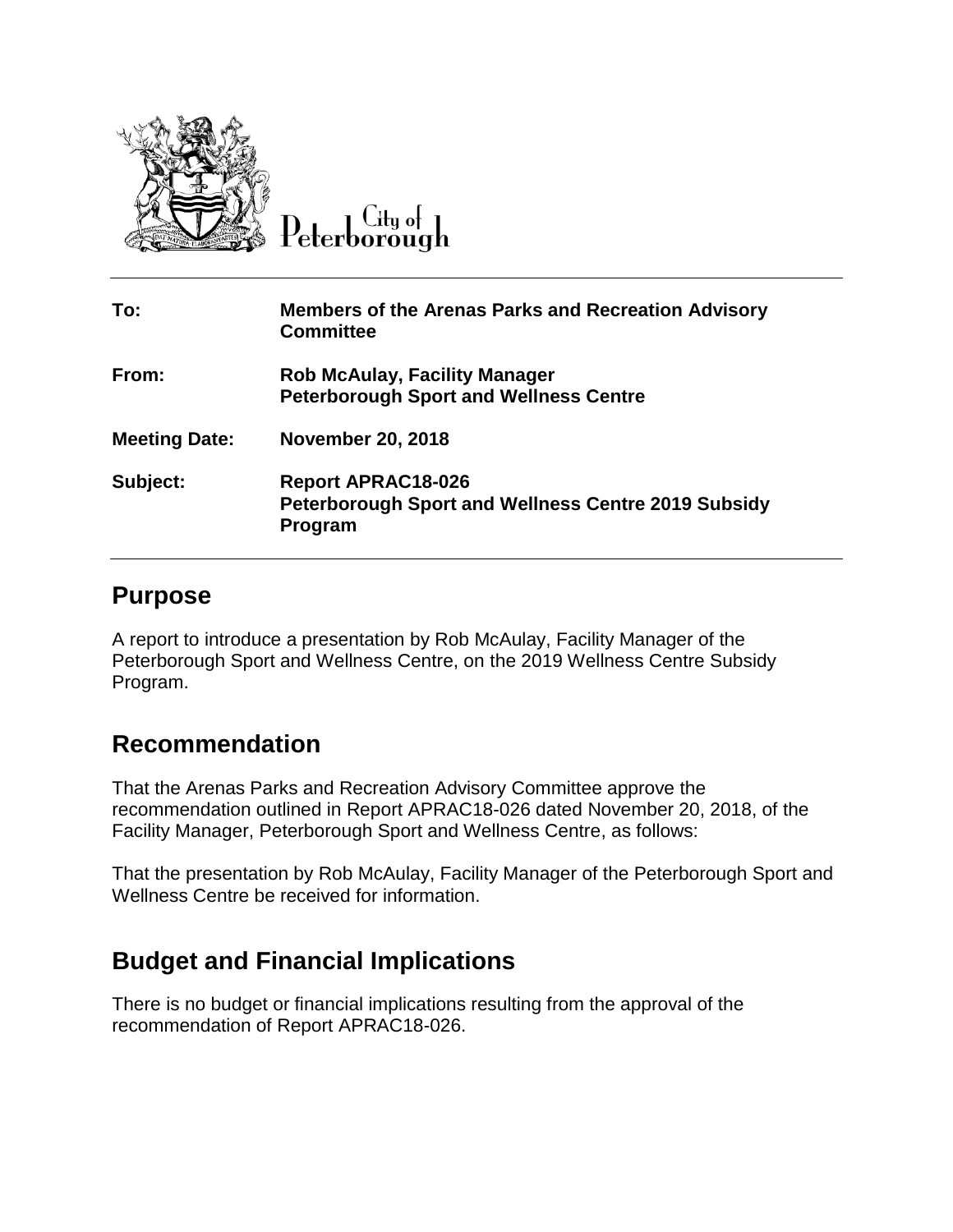City of Peterborough

| To: | Members of the Arenas Parks and Recreation Advisory Committee |
|---|---|
| From: | Rob McAulay, Facility Manager<br>Peterborough Sport and Wellness Centre |
| Meeting Date: | November 20, 2018 |
| Subject: | Report APRAC18-026<br>Peterborough Sport and Wellness Centre 2019 Subsidy Program |

## Purpose

A report to introduce a presentation by Rob McAulay, Facility Manager of the Peterborough Sport and Wellness Centre, on the 2019 Wellness Centre Subsidy Program.

## Recommendation

That the Arenas Parks and Recreation Advisory Committee approve the recommendation outlined in Report APRAC18-026 dated November 20, 2018, of the Facility Manager, Peterborough Sport and Wellness Centre, as follows:

That the presentation by Rob McAulay, Facility Manager of the Peterborough Sport and Wellness Centre be received for information.

## Budget and Financial Implications

There is no budget or financial implications resulting from the approval of the recommendation of Report APRAC18-026.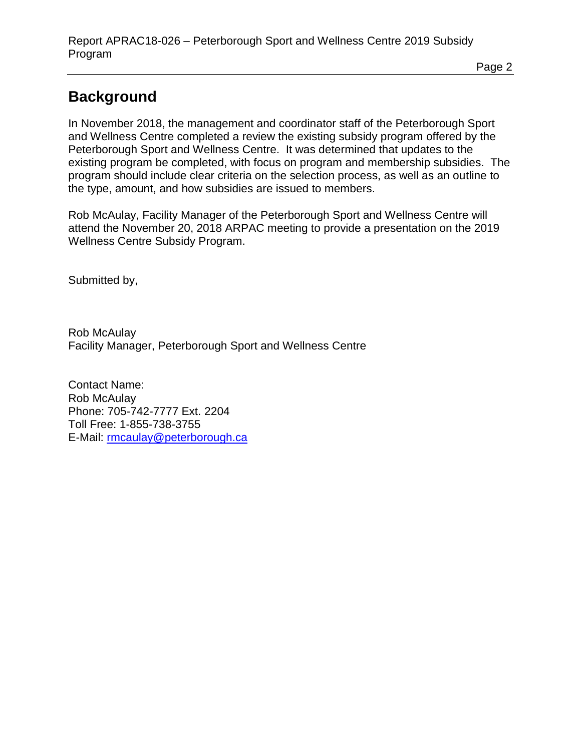## Background

In November 2018, the management and coordinator staff of the Peterborough Sport and Wellness Centre completed a review the existing subsidy program offered by the Peterborough Sport and Wellness Centre. It was determined that updates to the existing program be completed, with focus on program and membership subsidies. The program should include clear criteria on the selection process, as well as an outline to the type, amount, and how subsidies are issued to members.

Rob McAulay, Facility Manager of the Peterborough Sport and Wellness Centre will attend the November 20, 2018 ARPAC meeting to provide a presentation on the 2019 Wellness Centre Subsidy Program.

Submitted by,

Rob McAulay
Facility Manager, Peterborough Sport and Wellness Centre

Contact Name:
Rob McAulay
Phone: 705-742-7777 Ext. 2204
Toll Free: 1-855-738-3755
E-Mail: rmcaulay@peterborough.ca